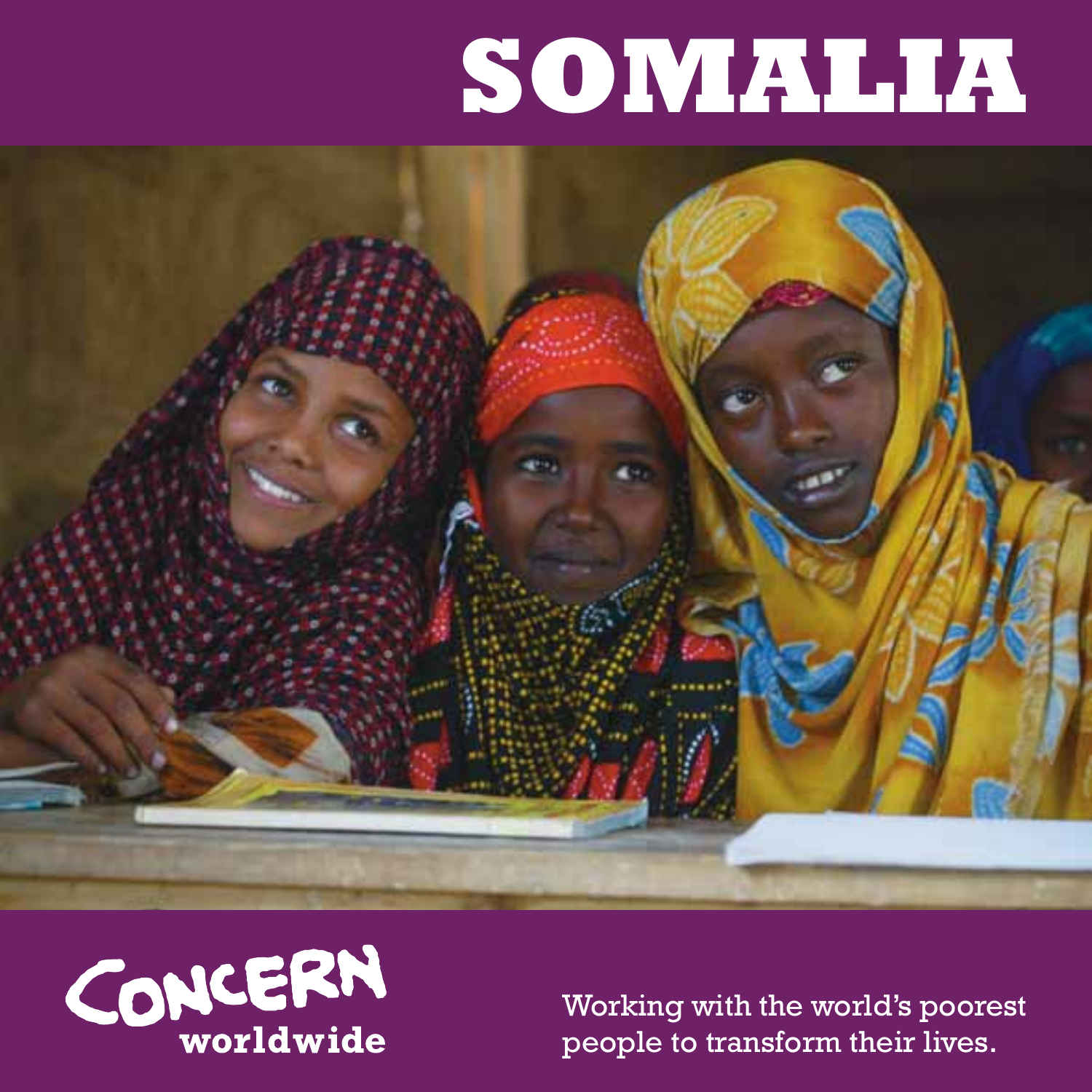# SOMALIA

CONCERN worldwide

Working with the world's poorest people to transform their lives.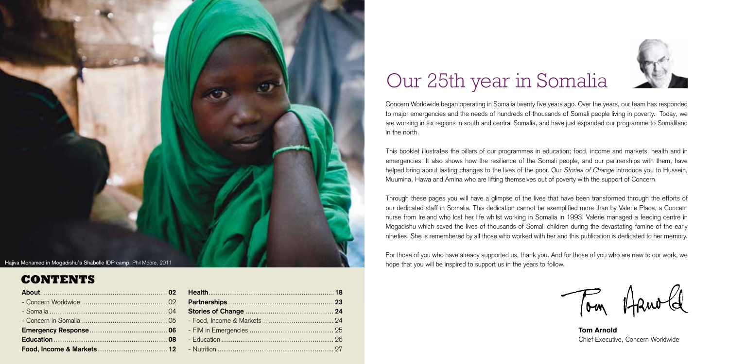Hajiva Mohamed in Mogadishu's Shabelle IDP camp. Phil Moore, 2011

## CONTENTS

| | |
|---|---|
| **About** | **02** |
| - Concern Worldwide | 02 |
| - Somalia | 04 |
| - Concern in Somalia | 05 |
| **Emergency Response** | **06** |
| **Education** | **08** |
| **Food, Income & Markets** | **12** |
| **Health** | **18** |
| **Partnerships** | **23** |
| **Stories of Change** | **24** |
| - Food, Income & Markets | 24 |
| - FIM in Emergencies | 25 |
| - Education | 26 |
| - Nutrition | 27 |

# Our 25th year in Somalia

Concern Worldwide began operating in Somalia twenty five years ago. Over the years, our team has responded to major emergencies and the needs of hundreds of thousands of Somali people living in poverty. Today, we are working in six regions in south and central Somalia, and have just expanded our programme to Somaliland in the north.

This booklet illustrates the pillars of our programmes in education; food, income and markets; health and in emergencies. It also shows how the resilience of the Somali people, and our partnerships with them, have helped bring about lasting changes to the lives of the poor. Our *Stories of Change* introduce you to Hussein, Muumina, Hawa and Amina who are lifting themselves out of poverty with the support of Concern.

Through these pages you will have a glimpse of the lives that have been transformed through the efforts of our dedicated staff in Somalia. This dedication cannot be exemplified more than by Valerie Place, a Concern nurse from Ireland who lost her life whilst working in Somalia in 1993. Valerie managed a feeding centre in Mogadishu which saved the lives of thousands of Somali children during the devastating famine of the early nineties. She is remembered by all those who worked with her and this publication is dedicated to her memory.

For those of you who have already supported us, thank you. And for those of you who are new to our work, we hope that you will be inspired to support us in the years to follow.

Tom Arnold

**Tom Arnold**
Chief Executive, Concern Worldwide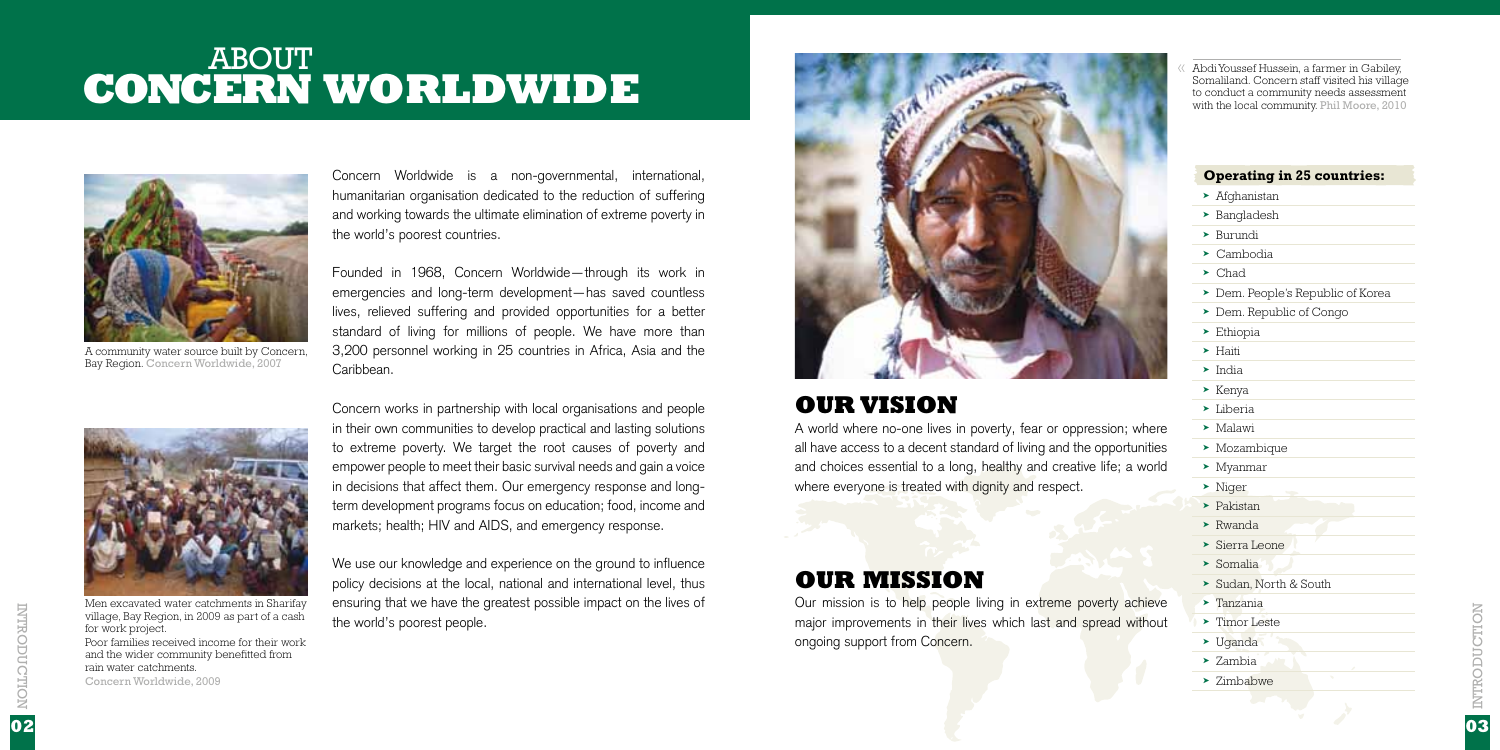# ABOUT CONCERN WORLDWIDE

A community water source built by Concern, Bay Region. Concern Worldwide, 2007

Men excavated water catchments in Sharifay village, Bay Region, in 2009 as part of a cash for work project.
Poor families received income for their work and the wider community benefitted from rain water catchments.
Concern Worldwide, 2009

Concern Worldwide is a non-governmental, international, humanitarian organisation dedicated to the reduction of suffering and working towards the ultimate elimination of extreme poverty in the world's poorest countries.

Founded in 1968, Concern Worldwide—through its work in emergencies and long-term development—has saved countless lives, relieved suffering and provided opportunities for a better standard of living for millions of people. We have more than 3,200 personnel working in 25 countries in Africa, Asia and the Caribbean.

Concern works in partnership with local organisations and people in their own communities to develop practical and lasting solutions to extreme poverty. We target the root causes of poverty and empower people to meet their basic survival needs and gain a voice in decisions that affect them. Our emergency response and long-term development programs focus on education; food, income and markets; health; HIV and AIDS, and emergency response.

We use our knowledge and experience on the ground to influence policy decisions at the local, national and international level, thus ensuring that we have the greatest possible impact on the lives of the world's poorest people.

Abdi Youssef Hussein, a farmer in Gabiley, Somaliland. Concern staff visited his village to conduct a community needs assessment with the local community. Phil Moore, 2010

## OUR VISION

A world where no-one lives in poverty, fear or oppression; where all have access to a decent standard of living and the opportunities and choices essential to a long, healthy and creative life; a world where everyone is treated with dignity and respect.

## OUR MISSION

Our mission is to help people living in extreme poverty achieve major improvements in their lives which last and spread without ongoing support from Concern.

**Operating in 25 countries:**

- Afghanistan
- Bangladesh
- Burundi
- Cambodia
- Chad
- Dem. People's Republic of Korea
- Dem. Republic of Congo
- Ethiopia
- Haiti
- India
- Kenya
- Liberia
- Malawi
- Mozambique
- Myanmar
- Niger
- Pakistan
- Rwanda
- Sierra Leone
- Somalia
- Sudan, North & South
- Tanzania
- Timor Leste
- Uganda
- Zambia
- Zimbabwe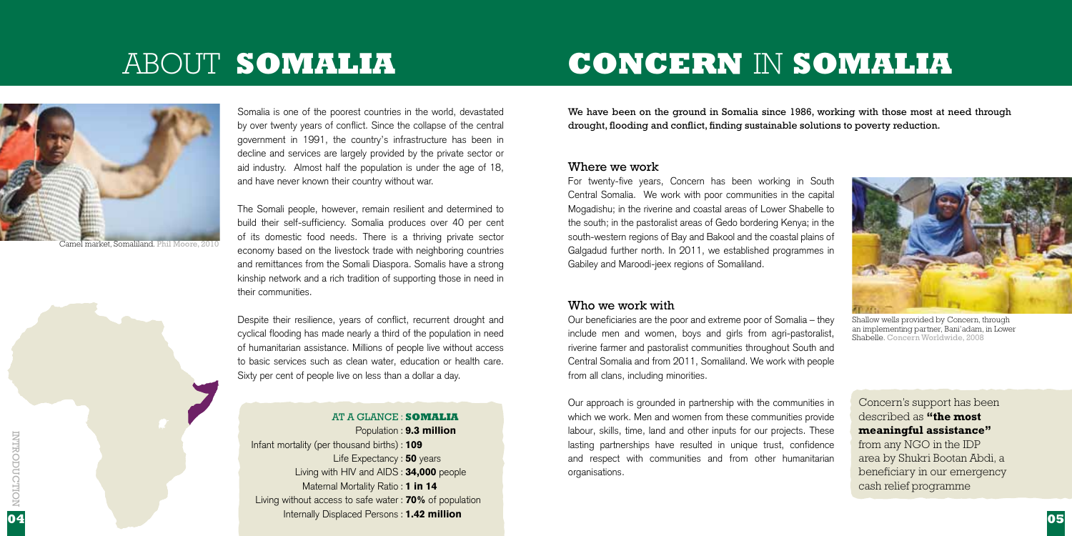# ABOUT **SOMALIA**

Camel market, Somaliland. Phil Moore, 2010

Somalia is one of the poorest countries in the world, devastated by over twenty years of conflict. Since the collapse of the central government in 1991, the country's infrastructure has been in decline and services are largely provided by the private sector or aid industry. Almost half the population is under the age of 18, and have never known their country without war.

The Somali people, however, remain resilient and determined to build their self-sufficiency. Somalia produces over 40 per cent of its domestic food needs. There is a thriving private sector economy based on the livestock trade with neighboring countries and remittances from the Somali Diaspora. Somalis have a strong kinship network and a rich tradition of supporting those in need in their communities.

Despite their resilience, years of conflict, recurrent drought and cyclical flooding has made nearly a third of the population in need of humanitarian assistance. Millions of people live without access to basic services such as clean water, education or health care. Sixty per cent of people live on less than a dollar a day.

### AT A GLANCE : **SOMALIA**

Population : **9.3 million**
Infant mortality (per thousand births) : **109**
Life Expectancy : **50** years
Living with HIV and AIDS : **34,000** people
Maternal Mortality Ratio : **1 in 14**
Living without access to safe water : **70%** of population
Internally Displaced Persons : **1.42 million**

# **CONCERN** IN **SOMALIA**

We have been on the ground in Somalia since 1986, working with those most at need through drought, flooding and conflict, finding sustainable solutions to poverty reduction.

## Where we work

For twenty-five years, Concern has been working in South Central Somalia. We work with poor communities in the capital Mogadishu; in the riverine and coastal areas of Lower Shabelle to the south; in the pastoralist areas of Gedo bordering Kenya; in the south-western regions of Bay and Bakool and the coastal plains of Galgadud further north. In 2011, we established programmes in Gabiley and Maroodi-jeex regions of Somaliland.

Shallow wells provided by Concern, through an implementing partner, Bani'adam, in Lower Shabelle. Concern Worldwide, 2008

## Who we work with

Our beneficiaries are the poor and extreme poor of Somalia – they include men and women, boys and girls from agri-pastoralist, riverine farmer and pastoralist communities throughout South and Central Somalia and from 2011, Somaliland. We work with people from all clans, including minorities.

Our approach is grounded in partnership with the communities in which we work. Men and women from these communities provide labour, skills, time, land and other inputs for our projects. These lasting partnerships have resulted in unique trust, confidence and respect with communities and from other humanitarian organisations.

Concern's support has been described as **"the most meaningful assistance"** from any NGO in the IDP area by Shukri Bootan Abdi, a beneficiary in our emergency cash relief programme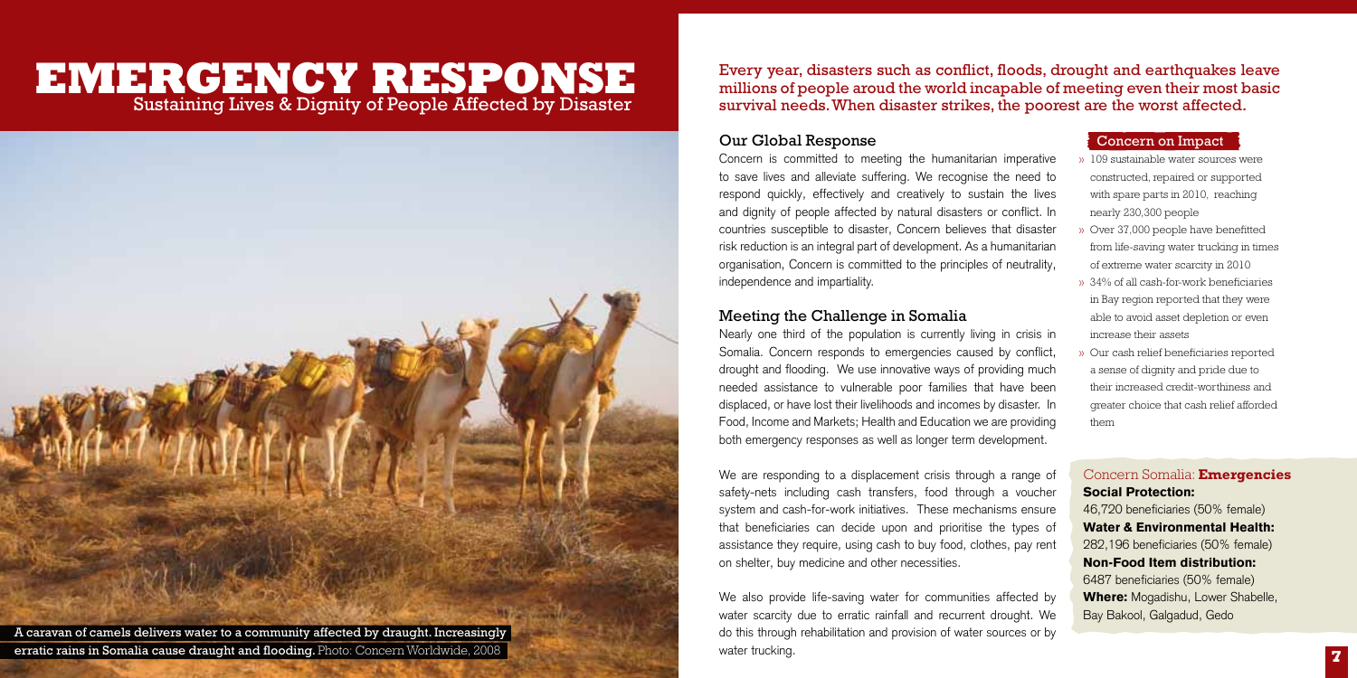# EMERGENCY RESPONSE

## Sustaining Lives & Dignity of People Affected by Disaster

A caravan of camels delivers water to a community affected by draught. Increasingly erratic rains in Somalia cause draught and flooding. Photo: Concern Worldwide, 2008

Every year, disasters such as conflict, floods, drought and earthquakes leave millions of people aroud the world incapable of meeting even their most basic survival needs. When disaster strikes, the poorest are the worst affected.

### Our Global Response

Concern is committed to meeting the humanitarian imperative to save lives and alleviate suffering. We recognise the need to respond quickly, effectively and creatively to sustain the lives and dignity of people affected by natural disasters or conflict. In countries susceptible to disaster, Concern believes that disaster risk reduction is an integral part of development. As a humanitarian organisation, Concern is committed to the principles of neutrality, independence and impartiality.

### Meeting the Challenge in Somalia

Nearly one third of the population is currently living in crisis in Somalia. Concern responds to emergencies caused by conflict, drought and flooding. We use innovative ways of providing much needed assistance to vulnerable poor families that have been displaced, or have lost their livelihoods and incomes by disaster. In Food, Income and Markets; Health and Education we are providing both emergency responses as well as longer term development.

We are responding to a displacement crisis through a range of safety-nets including cash transfers, food through a voucher system and cash-for-work initiatives. These mechanisms ensure that beneficiaries can decide upon and prioritise the types of assistance they require, using cash to buy food, clothes, pay rent on shelter, buy medicine and other necessities.

We also provide life-saving water for communities affected by water scarcity due to erratic rainfall and recurrent drought. We do this through rehabilitation and provision of water sources or by water trucking.

### Concern on Impact

- 109 sustainable water sources were constructed, repaired or supported with spare parts in 2010, reaching nearly 230,300 people
- Over 37,000 people have benefitted from life-saving water trucking in times of extreme water scarcity in 2010
- 34% of all cash-for-work beneficiaries in Bay region reported that they were able to avoid asset depletion or even increase their assets
- Our cash relief beneficiaries reported a sense of dignity and pride due to their increased credit-worthiness and greater choice that cash relief afforded them

### Concern Somalia: **Emergencies**

**Social Protection:**
46,720 beneficiaries (50% female)

**Water & Environmental Health:**
282,196 beneficiaries (50% female)

**Non-Food Item distribution:**
6487 beneficiaries (50% female)

**Where:** Mogadishu, Lower Shabelle, Bay Bakool, Galgadud, Gedo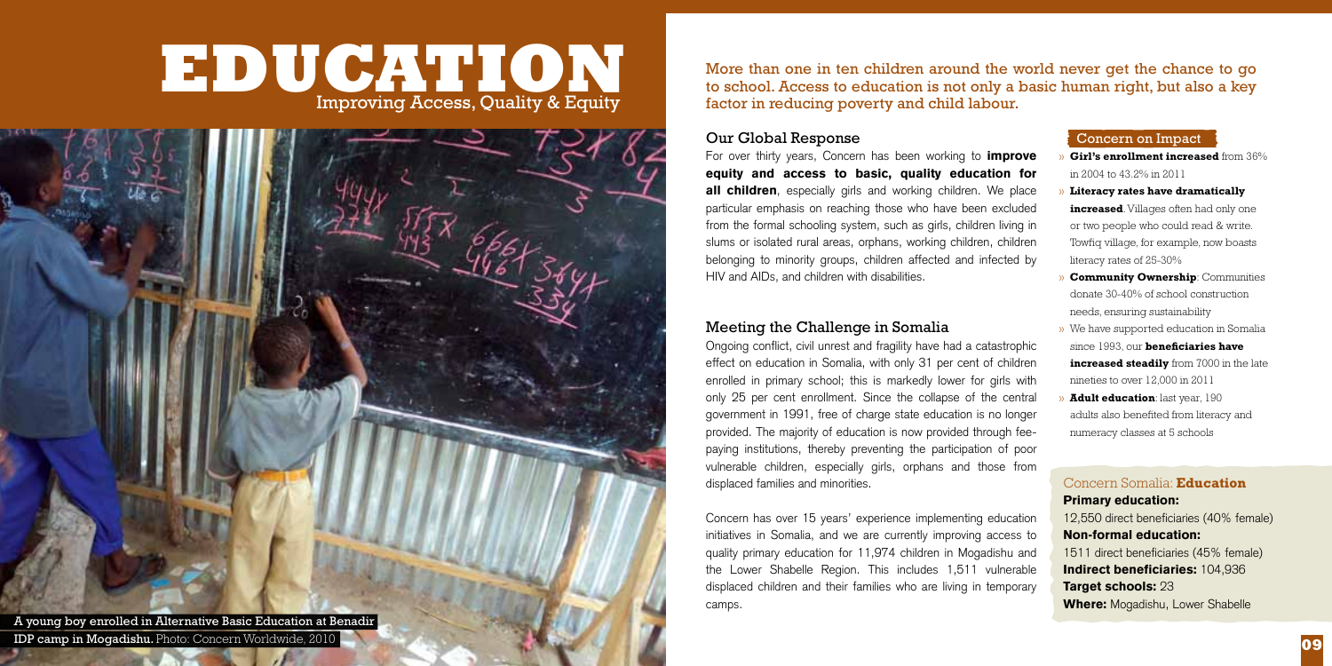# EDUCATION
## Improving Access, Quality & Equity

A young boy enrolled in Alternative Basic Education at Benadir IDP camp in Mogadishu. Photo: Concern Worldwide, 2010

More than one in ten children around the world never get the chance to go to school. Access to education is not only a basic human right, but also a key factor in reducing poverty and child labour.

### Our Global Response

For over thirty years, Concern has been working to **improve equity and access to basic, quality education for all children**, especially girls and working children. We place particular emphasis on reaching those who have been excluded from the formal schooling system, such as girls, children living in slums or isolated rural areas, orphans, working children, children belonging to minority groups, children affected and infected by HIV and AIDs, and children with disabilities.

### Meeting the Challenge in Somalia

Ongoing conflict, civil unrest and fragility have had a catastrophic effect on education in Somalia, with only 31 per cent of children enrolled in primary school; this is markedly lower for girls with only 25 per cent enrollment. Since the collapse of the central government in 1991, free of charge state education is no longer provided. The majority of education is now provided through fee-paying institutions, thereby preventing the participation of poor vulnerable children, especially girls, orphans and those from displaced families and minorities.

Concern has over 15 years' experience implementing education initiatives in Somalia, and we are currently improving access to quality primary education for 11,974 children in Mogadishu and the Lower Shabelle Region. This includes 1,511 vulnerable displaced children and their families who are living in temporary camps.

### Concern on Impact

- **Girl's enrollment increased** from 36% in 2004 to 43.2% in 2011
- **Literacy rates have dramatically increased**. Villages often had only one or two people who could read & write. Towfiq village, for example, now boasts literacy rates of 25-30%
- **Community Ownership**: Communities donate 30-40% of school construction needs, ensuring sustainability
- We have supported education in Somalia since 1993, our **beneficiaries have increased steadily** from 7000 in the late nineties to over 12,000 in 2011
- **Adult education**: last year, 190 adults also benefited from literacy and numeracy classes at 5 schools

### Concern Somalia: **Education**

**Primary education:**
12,550 direct beneficiaries (40% female)

**Non-formal education:**
1511 direct beneficiaries (45% female)

**Indirect beneficiaries:** 104,936

**Target schools:** 23

**Where:** Mogadishu, Lower Shabelle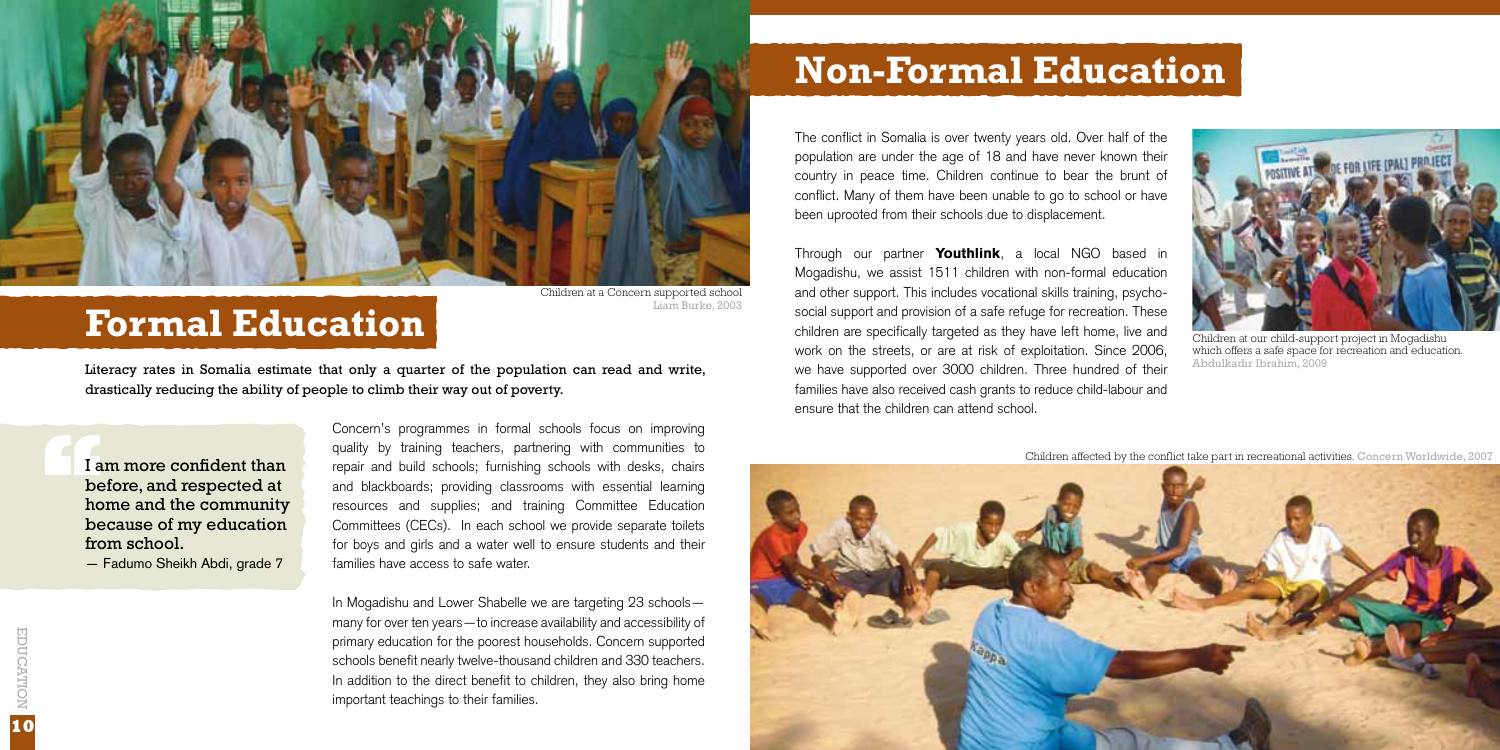Children at a Concern supported school
Liam Burke, 2003

# Formal Education

**Literacy rates in Somalia estimate that only a quarter of the population can read and write, drastically reducing the ability of people to climb their way out of poverty.**

> I am more confident than before, and respected at home and the community because of my education from school.
>
> — Fadumo Sheikh Abdi, grade 7

Concern's programmes in formal schools focus on improving quality by training teachers, partnering with communities to repair and build schools; furnishing schools with desks, chairs and blackboards; providing classrooms with essential learning resources and supplies; and training Committee Education Committees (CECs). In each school we provide separate toilets for boys and girls and a water well to ensure students and their families have access to safe water.

In Mogadishu and Lower Shabelle we are targeting 23 schools—many for over ten years—to increase availability and accessibility of primary education for the poorest households. Concern supported schools benefit nearly twelve-thousand children and 330 teachers. In addition to the direct benefit to children, they also bring home important teachings to their families.

# Non-Formal Education

The conflict in Somalia is over twenty years old. Over half of the population are under the age of 18 and have never known their country in peace time. Children continue to bear the brunt of conflict. Many of them have been unable to go to school or have been uprooted from their schools due to displacement.

Through our partner **Youthlink**, a local NGO based in Mogadishu, we assist 1511 children with non-formal education and other support. This includes vocational skills training, psycho-social support and provision of a safe refuge for recreation. These children are specifically targeted as they have left home, live and work on the streets, or are at risk of exploitation. Since 2006, we have supported over 3000 children. Three hundred of their families have also received cash grants to reduce child-labour and ensure that the children can attend school.

Children at our child-support project in Mogadishu which offers a safe space for recreation and education. Abdulkadir Ibrahim, 2009

Children affected by the conflict take part in recreational activities. Concern Worldwide, 2007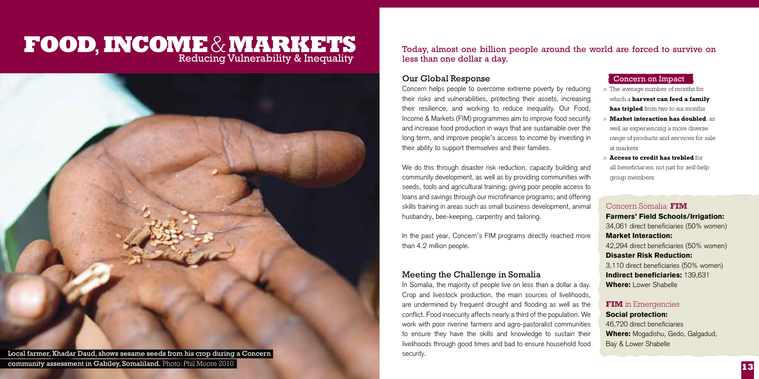# FOOD, INCOME & MARKETS

## Reducing Vulnerability & Inequality

Local farmer, Khadar Daud, shows sesame seeds from his crop during a Concern community assessment in Gabiley, Somaliland. Photo: Phil Moore 2010

Today, almost one billion people around the world are forced to survive on less than one dollar a day.

### Our Global Response

Concern helps people to overcome extreme poverty by reducing their risks and vulnerabilities, protecting their assets, increasing their resilience, and working to reduce inequality. Our Food, Income & Markets (FIM) programmes aim to improve food security and increase food production in ways that are sustainable over the long term, and improve people's access to income by investing in their ability to support themselves and their families.

We do this through disaster risk reduction, capacity building and community development, as well as by providing communities with seeds, tools and agricultural training; giving poor people access to loans and savings through our microfinance programs; and offering skills training in areas such as small business development, animal husbandry, bee-keeping, carpentry and tailoring.

In the past year, Concern's FIM programs directly reached more than 4.2 million people.

### Meeting the Challenge in Somalia

In Somalia, the majority of people live on less than a dollar a day. Crop and livestock production, the main sources of livelihoods, are undermined by frequent drought and flooding as well as the conflict. Food insecurity affects nearly a third of the population. We work with poor riverine farmers and agro-pastoralist communities to ensure they have the skills and knowledge to sustain their livelihoods through good times and bad to ensure household food security.

### Concern on Impact

- The average number of months for which a **harvest can feed a family has tripled** from two to six months
- **Market interaction has doubled**, as well as experiencing a more diverse range of products and services for sale at markets
- **Access to credit has trebled** for all beneficiaries, not just for self-help group members.

### Concern Somalia: **FIM**

**Farmers' Field Schools/Irrigation:**
34,061 direct beneficiaries (50% women)

**Market Interaction:**
42,294 direct beneficiaries (50% women)

**Disaster Risk Reduction:**
3,110 direct beneficiaries (50% women)

**Indirect beneficiaries:** 139,631

**Where:** Lower Shabelle

### **FIM** in Emergencies

**Social protection:**
46,720 direct beneficiaries

**Where:** Mogadishu, Gedo, Galgadud, Bay & Lower Shabelle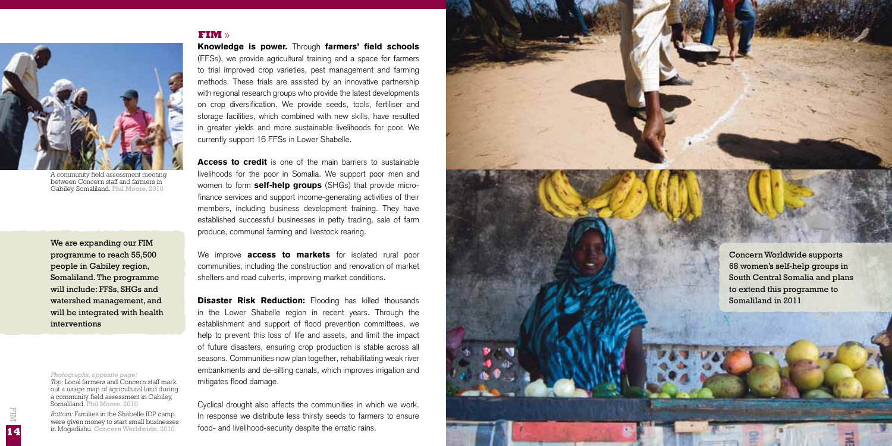A community field assessment meeting between Concern staff and farmers in Gabiley, Somaliland. Phil Moore, 2010

We are expanding our FIM programme to reach 55,500 people in Gabiley region, Somaliland. The programme will include: FFSs, SHGs and watershed management, and will be integrated with health interventions

*Photographs, opposite page:*
*Top:* Local farmers and Concern staff mark out a usage map of agricultural land during a community field assessment in Gabiley, Somaliland. Phil Moore, 2010

*Bottom:* Families in the Shabelle IDP camp were given money to start small businesses in Mogadishu. Concern Worldwide, 2010

## FIM »

**Knowledge is power.** Through **farmers' field schools** (FFSs), we provide agricultural training and a space for farmers to trial improved crop varieties, pest management and farming methods. These trials are assisted by an innovative partnership with regional research groups who provide the latest developments on crop diversification. We provide seeds, tools, fertiliser and storage facilities, which combined with new skills, have resulted in greater yields and more sustainable livelihoods for poor. We currently support 16 FFSs in Lower Shabelle.

**Access to credit** is one of the main barriers to sustainable livelihoods for the poor in Somalia. We support poor men and women to form **self-help groups** (SHGs) that provide micro-finance services and support income-generating activities of their members, including business development training. They have established successful businesses in petty trading, sale of farm produce, communal farming and livestock rearing.

We improve **access to markets** for isolated rural poor communities, including the construction and renovation of market shelters and road culverts, improving market conditions.

**Disaster Risk Reduction:** Flooding has killed thousands in the Lower Shabelle region in recent years. Through the establishment and support of flood prevention committees, we help to prevent this loss of life and assets, and limit the impact of future disasters, ensuring crop production is stable across all seasons. Communities now plan together, rehabilitating weak river embankments and de-silting canals, which improves irrigation and mitigates flood damage.

Cyclical drought also affects the communities in which we work. In response we distribute less thirsty seeds to farmers to ensure food- and livelihood-security despite the erratic rains.

Concern Worldwide supports 68 women's self-help groups in South Central Somalia and plans to extend this programme to Somaliland in 2011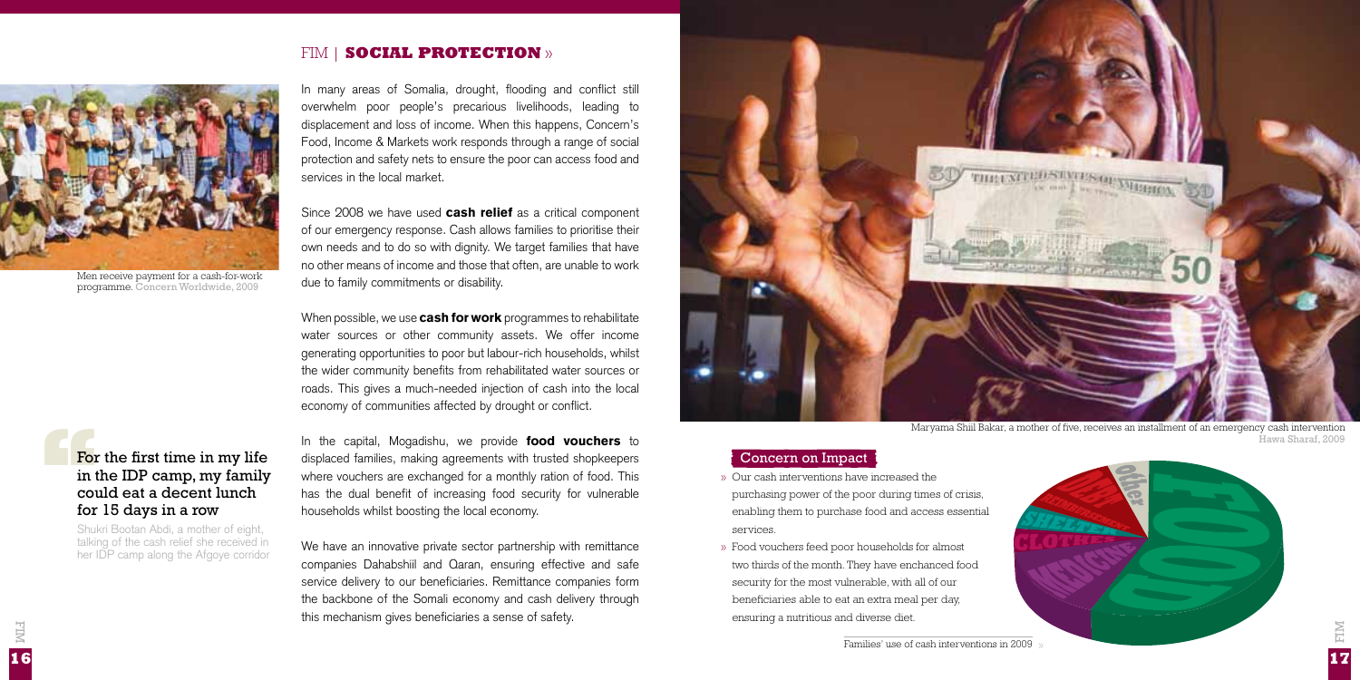## FIM | **SOCIAL PROTECTION** »

Men receive payment for a cash-for-work programme. Concern Worldwide, 2009

In many areas of Somalia, drought, flooding and conflict still overwhelm poor people's precarious livelihoods, leading to displacement and loss of income. When this happens, Concern's Food, Income & Markets work responds through a range of social protection and safety nets to ensure the poor can access food and services in the local market.

Since 2008 we have used **cash relief** as a critical component of our emergency response. Cash allows families to prioritise their own needs and to do so with dignity. We target families that have no other means of income and those that often, are unable to work due to family commitments or disability.

When possible, we use **cash for work** programmes to rehabilitate water sources or other community assets. We offer income generating opportunities to poor but labour-rich households, whilst the wider community benefits from rehabilitated water sources or roads. This gives a much-needed injection of cash into the local economy of communities affected by drought or conflict.

> **For the first time in my life in the IDP camp, my family could eat a decent lunch for 15 days in a row**
>
> Shukri Bootan Abdi, a mother of eight, talking of the cash relief she received in her IDP camp along the Afgoye corridor

In the capital, Mogadishu, we provide **food vouchers** to displaced families, making agreements with trusted shopkeepers where vouchers are exchanged for a monthly ration of food. This has the dual benefit of increasing food security for vulnerable households whilst boosting the local economy.

We have an innovative private sector partnership with remittance companies Dahabshiil and Qaran, ensuring effective and safe service delivery to our beneficiaries. Remittance companies form the backbone of the Somali economy and cash delivery through this mechanism gives beneficiaries a sense of safety.

Maryama Shiil Bakar, a mother of five, receives an installment of an emergency cash intervention. Hawa Sharaf, 2009

### Concern on Impact

- Our cash interventions have increased the purchasing power of the poor during times of crisis, enabling them to purchase food and access essential services.
- Food vouchers feed poor households for almost two thirds of the month. They have enchanced food security for the most vulnerable, with all of our beneficiaries able to eat an extra meal per day, ensuring a nutritious and diverse diet.

Families' use of cash interventions in 2009 »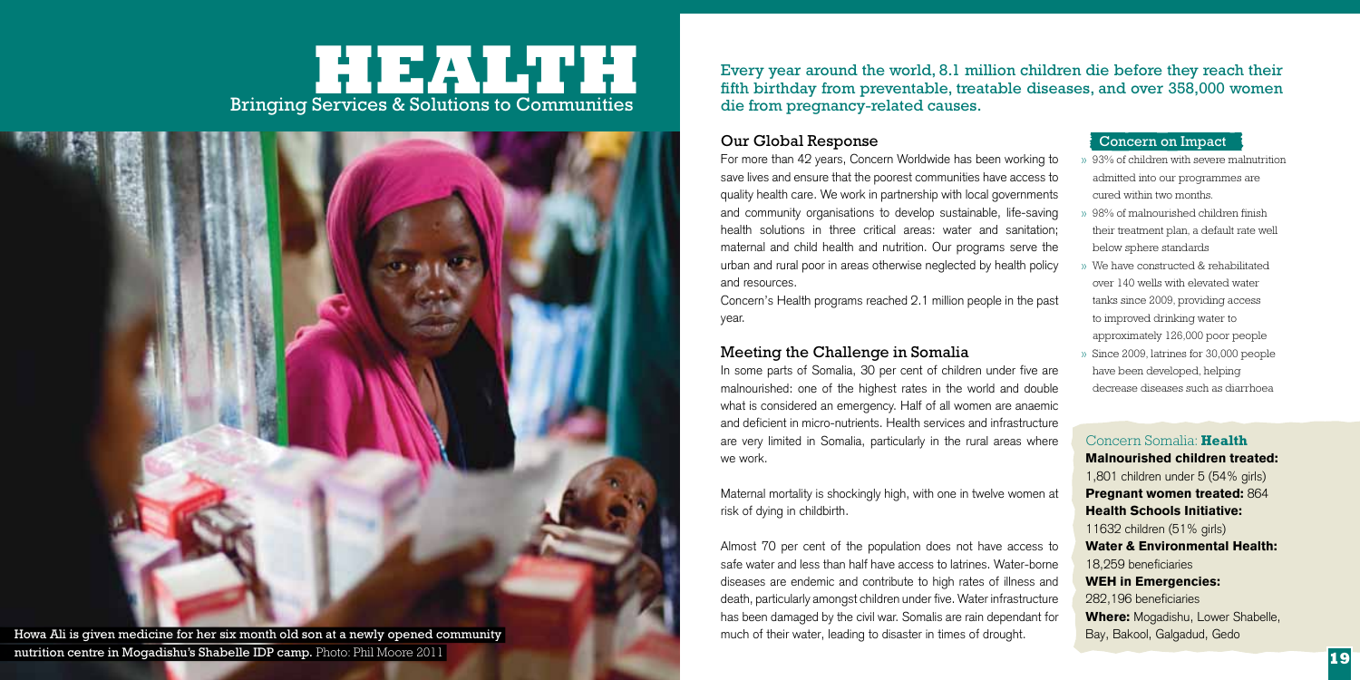# HEALTH

## Bringing Services & Solutions to Communities

Howa Ali is given medicine for her six month old son at a newly opened community nutrition centre in Mogadishu's Shabelle IDP camp. Photo: Phil Moore 2011

Every year around the world, 8.1 million children die before they reach their fifth birthday from preventable, treatable diseases, and over 358,000 women die from pregnancy-related causes.

### Our Global Response

For more than 42 years, Concern Worldwide has been working to save lives and ensure that the poorest communities have access to quality health care. We work in partnership with local governments and community organisations to develop sustainable, life-saving health solutions in three critical areas: water and sanitation; maternal and child health and nutrition. Our programs serve the urban and rural poor in areas otherwise neglected by health policy and resources.

Concern's Health programs reached 2.1 million people in the past year.

### Meeting the Challenge in Somalia

In some parts of Somalia, 30 per cent of children under five are malnourished: one of the highest rates in the world and double what is considered an emergency. Half of all women are anaemic and deficient in micro-nutrients. Health services and infrastructure are very limited in Somalia, particularly in the rural areas where we work.

Maternal mortality is shockingly high, with one in twelve women at risk of dying in childbirth.

Almost 70 per cent of the population does not have access to safe water and less than half have access to latrines. Water-borne diseases are endemic and contribute to high rates of illness and death, particularly amongst children under five. Water infrastructure has been damaged by the civil war. Somalis are rain dependant for much of their water, leading to disaster in times of drought.

### Concern on Impact

- 93% of children with severe malnutrition admitted into our programmes are cured within two months.
- 98% of malnourished children finish their treatment plan, a default rate well below sphere standards
- We have constructed & rehabilitated over 140 wells with elevated water tanks since 2009, providing access to improved drinking water to approximately 126,000 poor people
- Since 2009, latrines for 30,000 people have been developed, helping decrease diseases such as diarrhoea

### Concern Somalia: **Health**

**Malnourished children treated:**
1,801 children under 5 (54% girls)

**Pregnant women treated:** 864

**Health Schools Initiative:**
11632 children (51% girls)

**Water & Environmental Health:**
18,259 beneficiaries

**WEH in Emergencies:**
282,196 beneficiaries

**Where:** Mogadishu, Lower Shabelle, Bay, Bakool, Galgadud, Gedo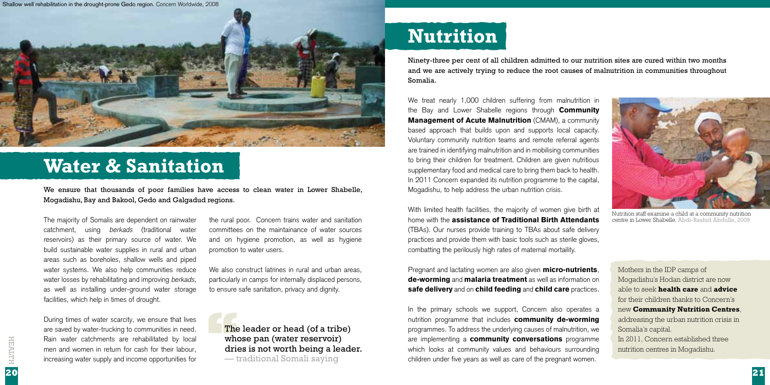Shallow well rehabilitation in the drought-prone Gedo region. Concern Worldwide, 2008

# Water & Sanitation

**We ensure that thousands of poor families have access to clean water in Lower Shabelle, Mogadishu, Bay and Bakool, Gedo and Galgadud regions.**

The majority of Somalis are dependent on rainwater catchment, using *berkads* (traditional water reservoirs) as their primary source of water. We build sustainable water supplies in rural and urban areas such as boreholes, shallow wells and piped water systems. We also help communities reduce water losses by rehabilitating and improving *berkads*, as well as installing under-ground water storage facilities, which help in times of drought.

During times of water scarcity, we ensure that lives are saved by water-trucking to communities in need. Rain water catchments are rehabilitated by local men and women in return for cash for their labour, increasing water supply and income opportunities for the rural poor. Concern trains water and sanitation committees on the maintainance of water sources and on hygiene promotion, as well as hygiene promotion to water users.

We also construct latrines in rural and urban areas, particularly in camps for internally displaced persons, to ensure safe sanitation, privacy and dignity.

> The leader or head (of a tribe) whose pan (water reservoir) dries is not worth being a leader.
> — traditional Somali saying

# Nutrition

**Ninety-three per cent of all children admitted to our nutrition sites are cured within two months and we are actively trying to reduce the root causes of malnutrition in communities throughout Somalia.**

We treat nearly 1,000 children suffering from malnutrition in the Bay and Lower Shabelle regions through **Community Management of Acute Malnutrition** (CMAM), a community based approach that builds upon and supports local capacity. Voluntary community nutrition teams and remote referral agents are trained in identifying malnutrition and in mobilising communities to bring their children for treatment. Children are given nutritious supplementary food and medical care to bring them back to health. In 2011 Concern expanded its nutrition programme to the capital, Mogadishu, to help address the urban nutrition crisis.

Nutrition staff examine a child at a community nutrition centre in Lower Shabelle. Abdi-Rashid Abdulle, 2009

With limited health facilities, the majority of women give birth at home with the **assistance of Traditional Birth Attendants** (TBAs). Our nurses provide training to TBAs about safe delivery practices and provide them with basic tools such as sterile gloves, combatting the perilously high rates of maternal mortaility.

Pregnant and lactating women are also given **micro-nutrients**, **de-worming** and **malaria treatment** as well as information on **safe delivery** and on **child feeding** and **child care** practices.

In the primary schools we support, Concern also operates a nutrition programme that includes **community de-worming** programmes. To address the underlying causes of malnutrition, we are implementing a **community conversations** programme which looks at community values and behaviours surrounding children under five years as well as care of the pregnant women.

Mothers in the IDP camps of Mogadishu's Hodan district are now able to seek **health care** and **advice** for their children thanks to Concern's new **Community Nutrition Centres**, addressing the urban nutrition crisis in Somalia's capital.
In 2011, Concern established three nutrition centres in Mogadishu.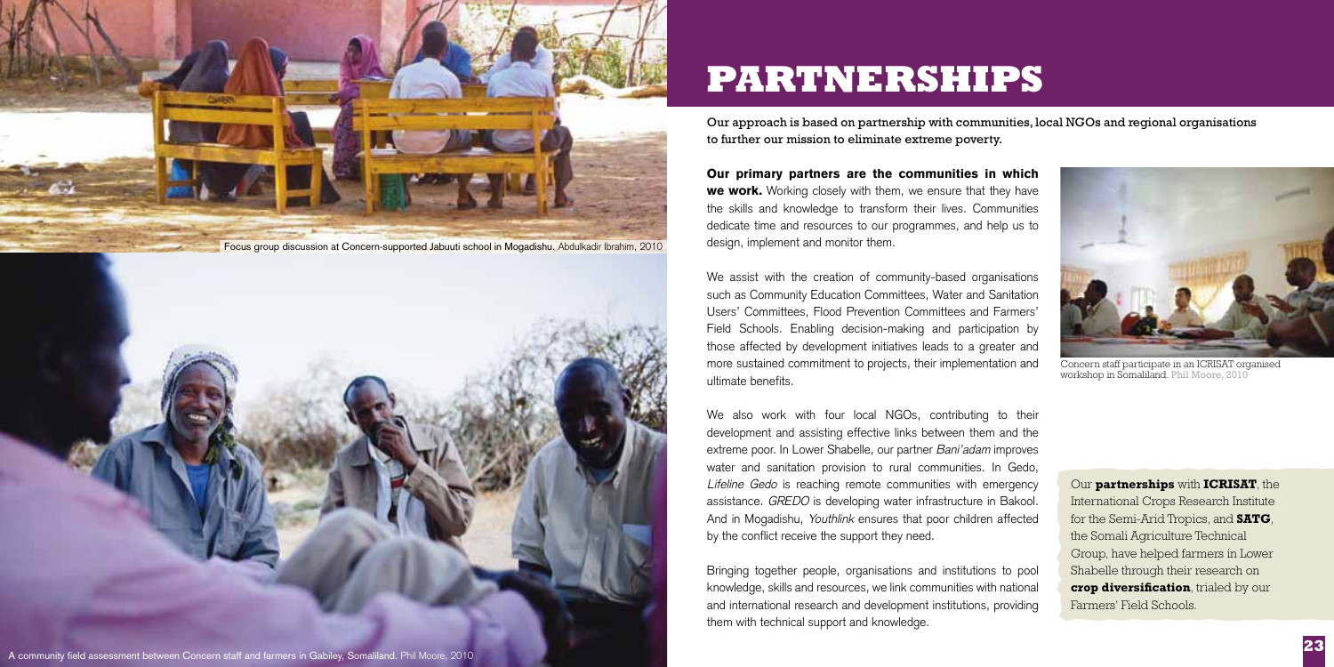# PARTNERSHIPS

Our approach is based on partnership with communities, local NGOs and regional organisations to further our mission to eliminate extreme poverty.

**Our primary partners are the communities in which we work.** Working closely with them, we ensure that they have the skills and knowledge to transform their lives. Communities dedicate time and resources to our programmes, and help us to design, implement and monitor them.

We assist with the creation of community-based organisations such as Community Education Committees, Water and Sanitation Users' Committees, Flood Prevention Committees and Farmers' Field Schools. Enabling decision-making and participation by those affected by development initiatives leads to a greater and more sustained commitment to projects, their implementation and ultimate benefits.

We also work with four local NGOs, contributing to their development and assisting effective links between them and the extreme poor. In Lower Shabelle, our partner *Bani'adam* improves water and sanitation provision to rural communities. In Gedo, *Lifeline Gedo* is reaching remote communities with emergency assistance. *GREDO* is developing water infrastructure in Bakool. And in Mogadishu, *Youthlink* ensures that poor children affected by the conflict receive the support they need.

Bringing together people, organisations and institutions to pool knowledge, skills and resources, we link communities with national and international research and development institutions, providing them with technical support and knowledge.

Our **partnerships** with **ICRISAT**, the International Crops Research Institute for the Semi-Arid Tropics, and **SATG**, the Somali Agriculture Technical Group, have helped farmers in Lower Shabelle through their research on **crop diversification**, trialed by our Farmers' Field Schools.

Focus group discussion at Concern-supported Jabuuti school in Mogadishu. Abdulkadir Ibrahim, 2010

A community field assessment between Concern staff and farmers in Gabiley, Somaliland. Phil Moore, 2010

Concern staff participate in an ICRISAT organised workshop in Somaliland. Phil Moore, 2010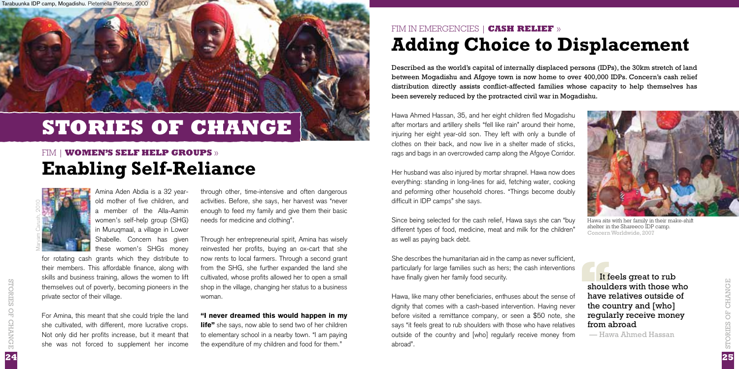Tarabuunka IDP camp, Mogadishu. Pieternella Pieterse, 2000

# STORIES OF CHANGE

## FIM | **WOMEN'S SELF HELP GROUPS** »

# Enabling Self-Reliance

Maryam Carush, 2010

Amina Aden Abdia is a 32 year-old mother of five children, and a member of the Alla-Aamin women's self-help group (SHG) in Muruqmaal, a village in Lower Shabelle. Concern has given these women's SHGs money for rotating cash grants which they distribute to their members. This affordable finance, along with skills and business training, allows the women to lift themselves out of poverty, becoming pioneers in the private sector of their village.

For Amina, this meant that she could triple the land she cultivated, with different, more lucrative crops. Not only did her profits increase, but it meant that she was not forced to supplement her income through other, time-intensive and often dangerous activities. Before, she says, her harvest was "never enough to feed my family and give them their basic needs for medicine and clothing".

Through her entrepreneurial spirit, Amina has wisely reinvested her profits, buying an ox-cart that she now rents to local farmers. Through a second grant from the SHG, she further expanded the land she cultivated, whose profits allowed her to open a small shop in the village, changing her status to a business woman.

**"I never dreamed this would happen in my life"** she says, now able to send two of her children to elementary school in a nearby town. "I am paying the expenditure of my children and food for them."

## FIM IN EMERGENCIES | **CASH RELIEF** »

# Adding Choice to Displacement

**Described as the world's capital of internally displaced persons (IDPs), the 30km stretch of land between Mogadishu and Afgoye town is now home to over 400,000 IDPs. Concern's cash relief distribution directly assists conflict-affected families whose capacity to help themselves has been severely reduced by the protracted civil war in Mogadishu.**

Hawa Ahmed Hassan, 35, and her eight children fled Mogadishu after mortars and artillery shells "fell like rain" around their home, injuring her eight year-old son. They left with only a bundle of clothes on their back, and now live in a shelter made of sticks, rags and bags in an overcrowded camp along the Afgoye Corridor.

Her husband was also injured by mortar shrapnel. Hawa now does everything: standing in long-lines for aid, fetching water, cooking and peforming other household chores. "Things become doubly difficult in IDP camps" she says.

Since being selected for the cash relief, Hawa says she can "buy different types of food, medicine, meat and milk for the children" as well as paying back debt.

She describes the humanitarian aid in the camp as never sufficient, particularly for large families such as hers; the cash interventions have finally given her family food security.

Hawa, like many other beneficiaries, enthuses about the sense of dignity that comes with a cash-based intervention. Having never before visited a remittance company, or seen a $50 note, she says "it feels great to rub shoulders with those who have relatives outside of the country and [who] regularly receive money from abroad".

Hawa sits with her family in their make-shift shelter in the Shareeco IDP camp. Concern Worldwide, 2007

> **It feels great to rub shoulders with those who have relatives outside of the country and [who] regularly receive money from abroad**
>
> — Hawa Ahmed Hassan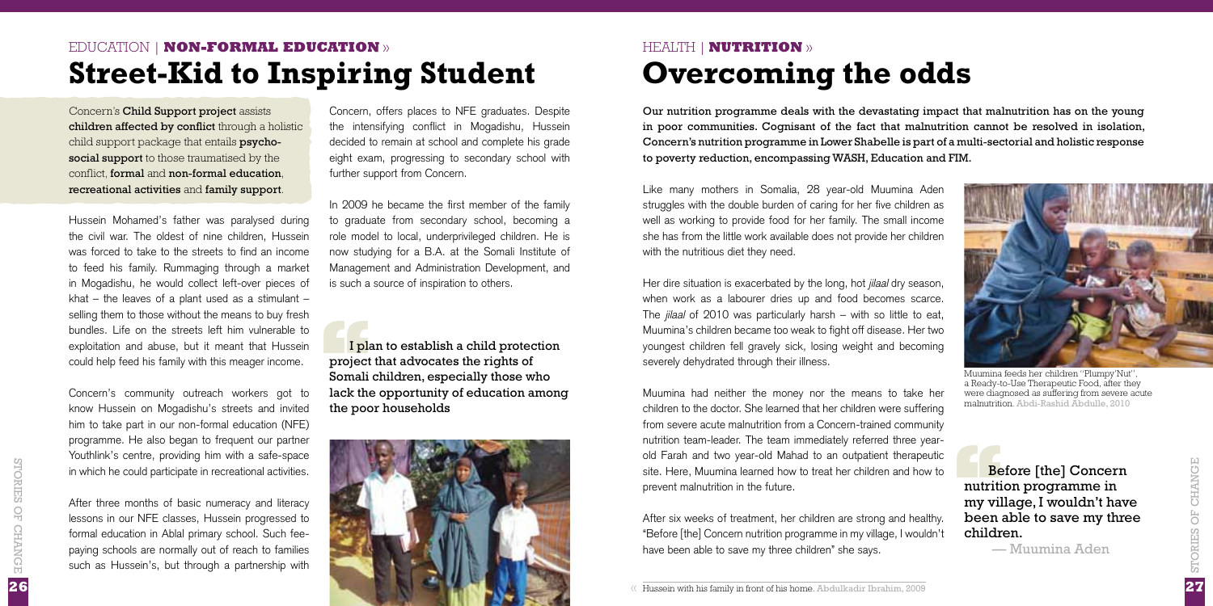EDUCATION | **NON-FORMAL EDUCATION** »

# Street-Kid to Inspiring Student

Concern's **Child Support project** assists **children affected by conflict** through a holistic child support package that entails **psycho-social support** to those traumatised by the conflict, **formal** and **non-formal education**, **recreational activities** and **family support**.

Hussein Mohamed's father was paralysed during the civil war. The oldest of nine children, Hussein was forced to take to the streets to find an income to feed his family. Rummaging through a market in Mogadishu, he would collect left-over pieces of khat – the leaves of a plant used as a stimulant – selling them to those without the means to buy fresh bundles. Life on the streets left him vulnerable to exploitation and abuse, but it meant that Hussein could help feed his family with this meager income.

Concern's community outreach workers got to know Hussein on Mogadishu's streets and invited him to take part in our non-formal education (NFE) programme. He also began to frequent our partner Youthlink's centre, providing him with a safe-space in which he could participate in recreational activities.

After three months of basic numeracy and literacy lessons in our NFE classes, Hussein progressed to formal education in Ablal primary school. Such fee-paying schools are normally out of reach to families such as Hussein's, but through a partnership with Concern, offers places to NFE graduates. Despite the intensifying conflict in Mogadishu, Hussein decided to remain at school and complete his grade eight exam, progressing to secondary school with further support from Concern.

In 2009 he became the first member of the family to graduate from secondary school, becoming a role model to local, underprivileged children. He is now studying for a B.A. at the Somali Institute of Management and Administration Development, and is such a source of inspiration to others.

> **I plan to establish a child protection project that advocates the rights of Somali children, especially those who lack the opportunity of education among the poor households**

« Hussein with his family in front of his home. Abdulkadir Ibrahim, 2009

HEALTH | **NUTRITION** »

# Overcoming the odds

**Our nutrition programme deals with the devastating impact that malnutrition has on the young in poor communities. Cognisant of the fact that malnutrition cannot be resolved in isolation, Concern's nutrition programme in Lower Shabelle is part of a multi-sectorial and holistic response to poverty reduction, encompassing WASH, Education and FIM.**

Like many mothers in Somalia, 28 year-old Muumina Aden struggles with the double burden of caring for her five children as well as working to provide food for her family. The small income she has from the little work available does not provide her children with the nutritious diet they need.

Her dire situation is exacerbated by the long, hot *jilaal* dry season, when work as a labourer dries up and food becomes scarce. The *jilaal* of 2010 was particularly harsh – with so little to eat, Muumina's children became too weak to fight off disease. Her two youngest children fell gravely sick, losing weight and becoming severely dehydrated through their illness.

Muumina had neither the money nor the means to take her children to the doctor. She learned that her children were suffering from severe acute malnutrition from a Concern-trained community nutrition team-leader. The team immediately referred three year-old Farah and two year-old Mahad to an outpatient therapeutic site. Here, Muumina learned how to treat her children and how to prevent malnutrition in the future.

After six weeks of treatment, her children are strong and healthy. "Before [the] Concern nutrition programme in my village, I wouldn't have been able to save my three children" she says.

Muumina feeds her children "Plumpy'Nut", a Ready-to-Use Therapeutic Food, after they were diagnosed as suffering from severe acute malnutrition. Abdi-Rashid Abdulle, 2010

> **Before [the] Concern nutrition programme in my village, I wouldn't have been able to save my three children.**
>
> — Muumina Aden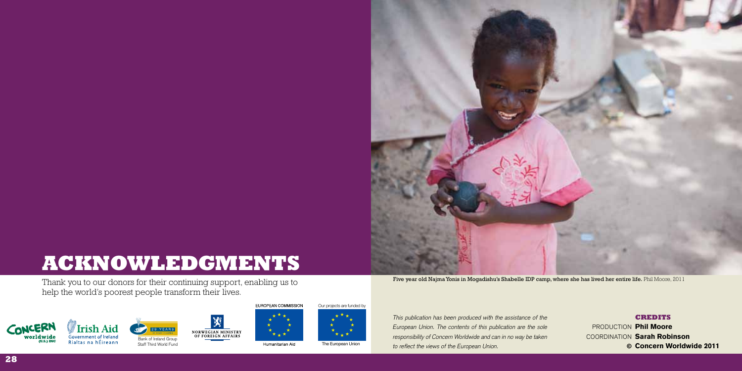# ACKNOWLEDGMENTS

Thank you to our donors for their continuing support, enabling us to help the world's poorest people transform their lives.

Bank of Ireland Group Staff Third World Fund

EUROPEAN COMMISSION

Humanitarian Aid

Our projects are funded by

The European Union

Five year old Najma Yonis in Mogadishu's Shabelle IDP camp, where she has lived her entire life. Phil Moore, 2011

*This publication has been produced with the assistance of the European Union. The contents of this publication are the sole responsibility of Concern Worldwide and can in no way be taken to reflect the views of the European Union.*

**CREDITS**

PRODUCTION **Phil Moore**

COORDINATION **Sarah Robinson**

**© Concern Worldwide 2011**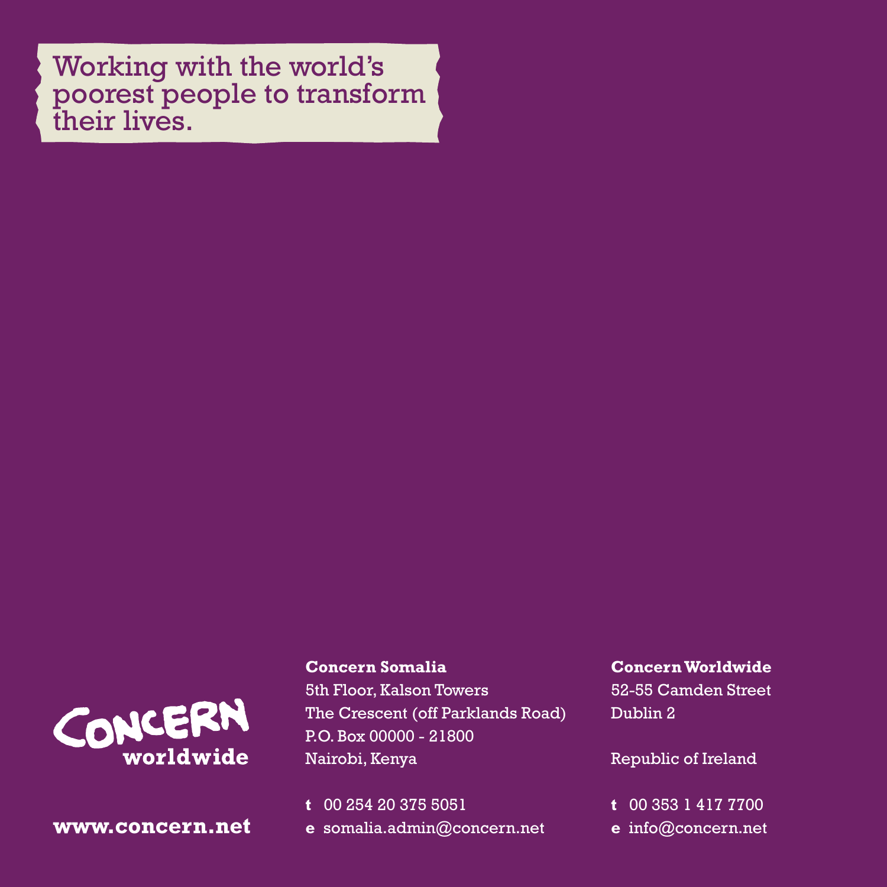Working with the world's poorest people to transform their lives.

CONCERN worldwide

**www.concern.net**

**Concern Somalia**

5th Floor, Kalson Towers
The Crescent (off Parklands Road)
P.O. Box 00000 - 21800
Nairobi, Kenya

**t** 00 254 20 375 5051
**e** somalia.admin@concern.net

**Concern Worldwide**

52-55 Camden Street
Dublin 2

Republic of Ireland

**t** 00 353 1 417 7700
**e** info@concern.net